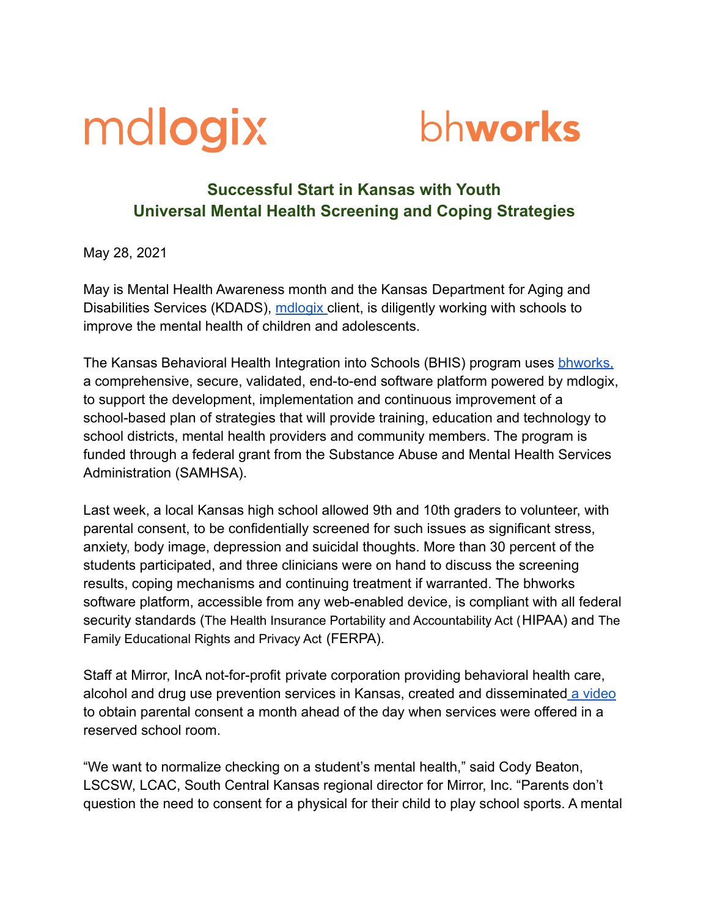mdlogix bhworks

## Successful Start in Kansas with Youth Universal Mental Health Screening and Coping Strategies

May 28, 2021

May is Mental Health Awareness month and the Kansas Department for Aging and Disabilities Services (KDADS), mdlogix client, is diligently working with schools to improve the mental health of children and adolescents.

The Kansas Behavioral Health Integration into Schools (BHIS) program uses bhworks, a comprehensive, secure, validated, end-to-end software platform powered by mdlogix, to support the development, implementation and continuous improvement of a school-based plan of strategies that will provide training, education and technology to school districts, mental health providers and community members. The program is funded through a federal grant from the Substance Abuse and Mental Health Services Administration (SAMHSA).

Last week, a local Kansas high school allowed 9th and 10th graders to volunteer, with parental consent, to be confidentially screened for such issues as significant stress, anxiety, body image, depression and suicidal thoughts. More than 30 percent of the students participated, and three clinicians were on hand to discuss the screening results, coping mechanisms and continuing treatment if warranted. The bhworks software platform, accessible from any web-enabled device, is compliant with all federal security standards (The Health Insurance Portability and Accountability Act (HIPAA) and The Family Educational Rights and Privacy Act (FERPA).

Staff at Mirror, IncA not-for-profit private corporation providing behavioral health care, alcohol and drug use prevention services in Kansas, created and disseminated a video to obtain parental consent a month ahead of the day when services were offered in a reserved school room.

"We want to normalize checking on a student's mental health," said Cody Beaton, LSCSW, LCAC, South Central Kansas regional director for Mirror, Inc. "Parents don't question the need to consent for a physical for their child to play school sports. A mental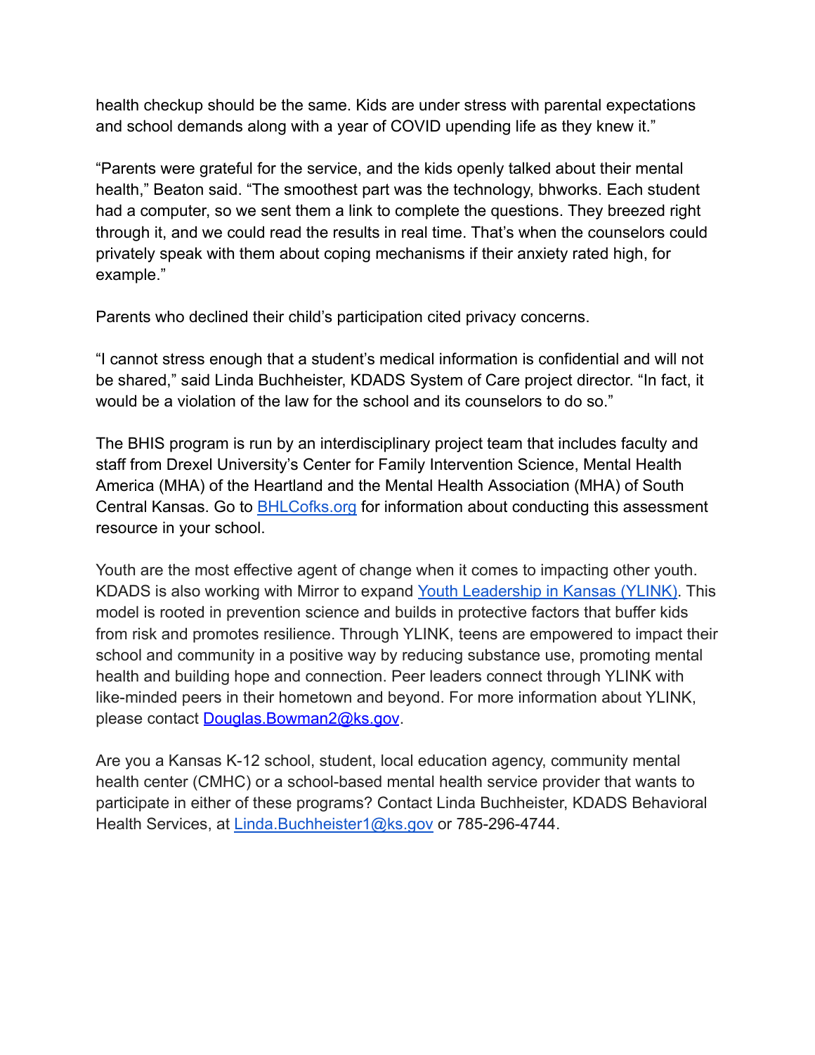health checkup should be the same. Kids are under stress with parental expectations and school demands along with a year of COVID upending life as they knew it."

"Parents were grateful for the service, and the kids openly talked about their mental health," Beaton said. "The smoothest part was the technology, bhworks. Each student had a computer, so we sent them a link to complete the questions. They breezed right through it, and we could read the results in real time. That's when the counselors could privately speak with them about coping mechanisms if their anxiety rated high, for example."

Parents who declined their child's participation cited privacy concerns.

"I cannot stress enough that a student's medical information is confidential and will not be shared," said Linda Buchheister, KDADS System of Care project director. "In fact, it would be a violation of the law for the school and its counselors to do so."

The BHIS program is run by an interdisciplinary project team that includes faculty and staff from Drexel University's Center for Family Intervention Science, Mental Health America (MHA) of the Heartland and the Mental Health Association (MHA) of South Central Kansas. Go to [BHLCofks.org](BHLCofks.org) for information about conducting this assessment resource in your school.

Youth are the most effective agent of change when it comes to impacting other youth. KDADS is also working with Mirror to expand [Youth Leadership in Kansas (YLINK)](). This model is rooted in prevention science and builds in protective factors that buffer kids from risk and promotes resilience. Through YLINK, teens are empowered to impact their school and community in a positive way by reducing substance use, promoting mental health and building hope and connection. Peer leaders connect through YLINK with like-minded peers in their hometown and beyond. For more information about YLINK, please contact [Douglas.Bowman2@ks.gov](mailto:Douglas.Bowman2@ks.gov).

Are you a Kansas K-12 school, student, local education agency, community mental health center (CMHC) or a school-based mental health service provider that wants to participate in either of these programs? Contact Linda Buchheister, KDADS Behavioral Health Services, at [Linda.Buchheister1@ks.gov](mailto:Linda.Buchheister1@ks.gov) or 785-296-4744.